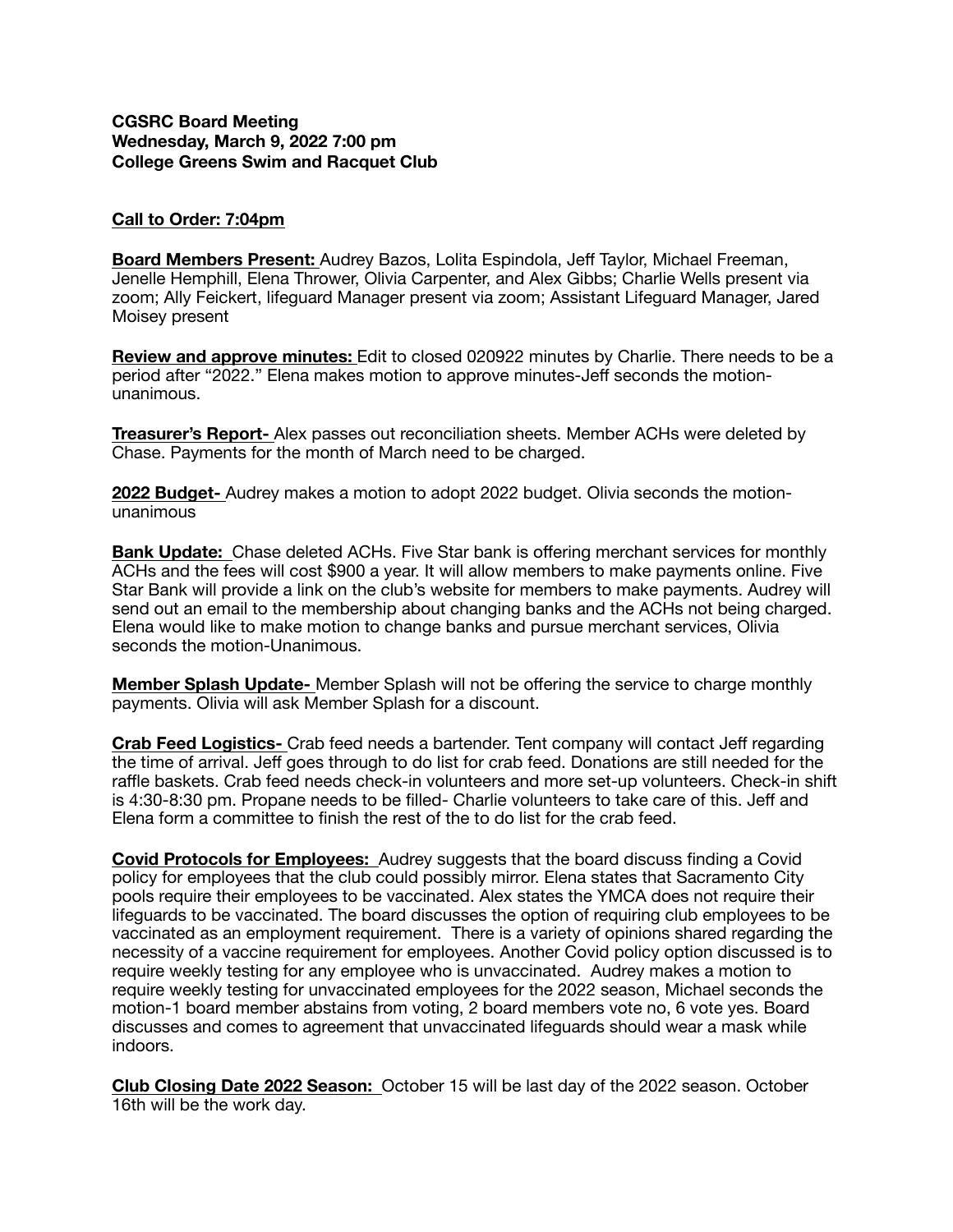**CGSRC Board Meeting**
**Wednesday, March 9, 2022 7:00 pm**
**College Greens Swim and Racquet Club**

**Call to Order: 7:04pm**

**Board Members Present:** Audrey Bazos, Lolita Espindola, Jeff Taylor, Michael Freeman, Jenelle Hemphill, Elena Thrower, Olivia Carpenter, and Alex Gibbs; Charlie Wells present via zoom; Ally Feickert, lifeguard Manager present via zoom; Assistant Lifeguard Manager, Jared Moisey present

**Review and approve minutes:** Edit to closed 020922 minutes by Charlie. There needs to be a period after "2022." Elena makes motion to approve minutes-Jeff seconds the motion-unanimous.

**Treasurer's Report-** Alex passes out reconciliation sheets. Member ACHs were deleted by Chase. Payments for the month of March need to be charged.

**2022 Budget-** Audrey makes a motion to adopt 2022 budget. Olivia seconds the motion-unanimous

**Bank Update:** Chase deleted ACHs. Five Star bank is offering merchant services for monthly ACHs and the fees will cost $900 a year. It will allow members to make payments online. Five Star Bank will provide a link on the club's website for members to make payments. Audrey will send out an email to the membership about changing banks and the ACHs not being charged. Elena would like to make motion to change banks and pursue merchant services, Olivia seconds the motion-Unanimous.

**Member Splash Update-** Member Splash will not be offering the service to charge monthly payments. Olivia will ask Member Splash for a discount.

**Crab Feed Logistics-** Crab feed needs a bartender. Tent company will contact Jeff regarding the time of arrival. Jeff goes through to do list for crab feed. Donations are still needed for the raffle baskets. Crab feed needs check-in volunteers and more set-up volunteers. Check-in shift is 4:30-8:30 pm. Propane needs to be filled- Charlie volunteers to take care of this. Jeff and Elena form a committee to finish the rest of the to do list for the crab feed.

**Covid Protocols for Employees:** Audrey suggests that the board discuss finding a Covid policy for employees that the club could possibly mirror. Elena states that Sacramento City pools require their employees to be vaccinated. Alex states the YMCA does not require their lifeguards to be vaccinated. The board discusses the option of requiring club employees to be vaccinated as an employment requirement. There is a variety of opinions shared regarding the necessity of a vaccine requirement for employees. Another Covid policy option discussed is to require weekly testing for any employee who is unvaccinated. Audrey makes a motion to require weekly testing for unvaccinated employees for the 2022 season, Michael seconds the motion-1 board member abstains from voting, 2 board members vote no, 6 vote yes. Board discusses and comes to agreement that unvaccinated lifeguards should wear a mask while indoors.

**Club Closing Date 2022 Season:** October 15 will be last day of the 2022 season. October 16th will be the work day.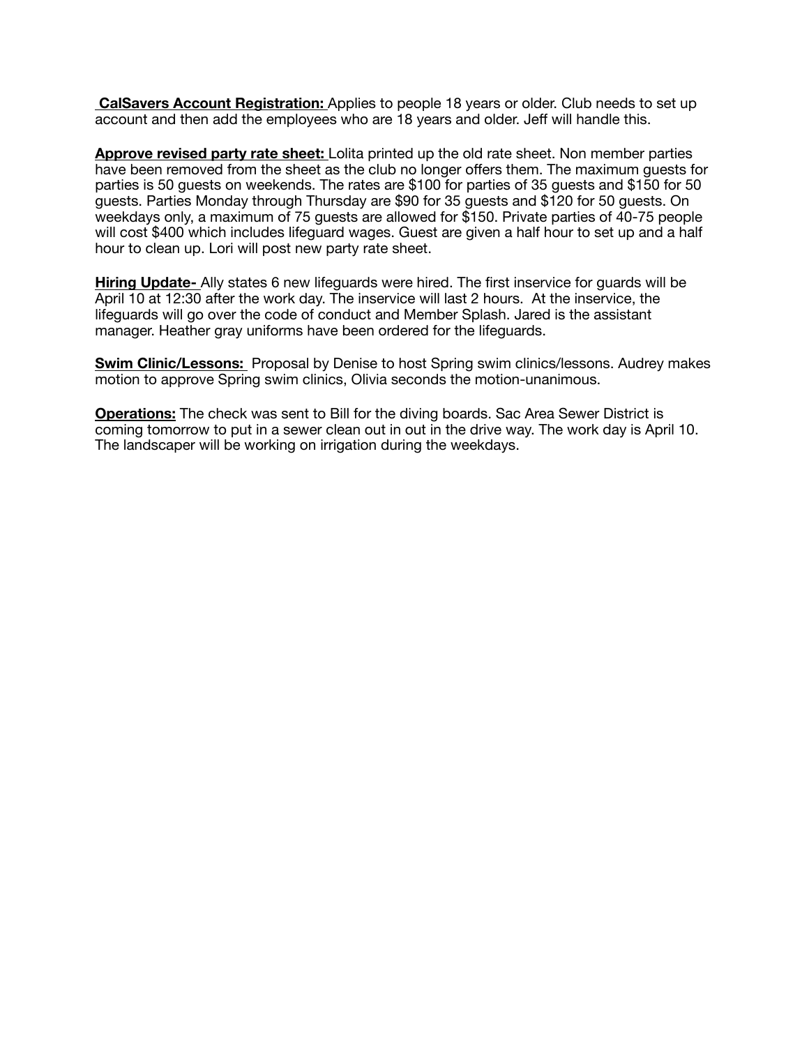**CalSavers Account Registration:** Applies to people 18 years or older. Club needs to set up account and then add the employees who are 18 years and older. Jeff will handle this.

**Approve revised party rate sheet:** Lolita printed up the old rate sheet. Non member parties have been removed from the sheet as the club no longer offers them. The maximum guests for parties is 50 guests on weekends. The rates are $100 for parties of 35 guests and $150 for 50 guests. Parties Monday through Thursday are $90 for 35 guests and $120 for 50 guests. On weekdays only, a maximum of 75 guests are allowed for $150. Private parties of 40-75 people will cost $400 which includes lifeguard wages. Guest are given a half hour to set up and a half hour to clean up. Lori will post new party rate sheet.

**Hiring Update-** Ally states 6 new lifeguards were hired. The first inservice for guards will be April 10 at 12:30 after the work day. The inservice will last 2 hours. At the inservice, the lifeguards will go over the code of conduct and Member Splash. Jared is the assistant manager. Heather gray uniforms have been ordered for the lifeguards.

**Swim Clinic/Lessons:** Proposal by Denise to host Spring swim clinics/lessons. Audrey makes motion to approve Spring swim clinics, Olivia seconds the motion-unanimous.

**Operations:** The check was sent to Bill for the diving boards. Sac Area Sewer District is coming tomorrow to put in a sewer clean out in out in the drive way. The work day is April 10. The landscaper will be working on irrigation during the weekdays.